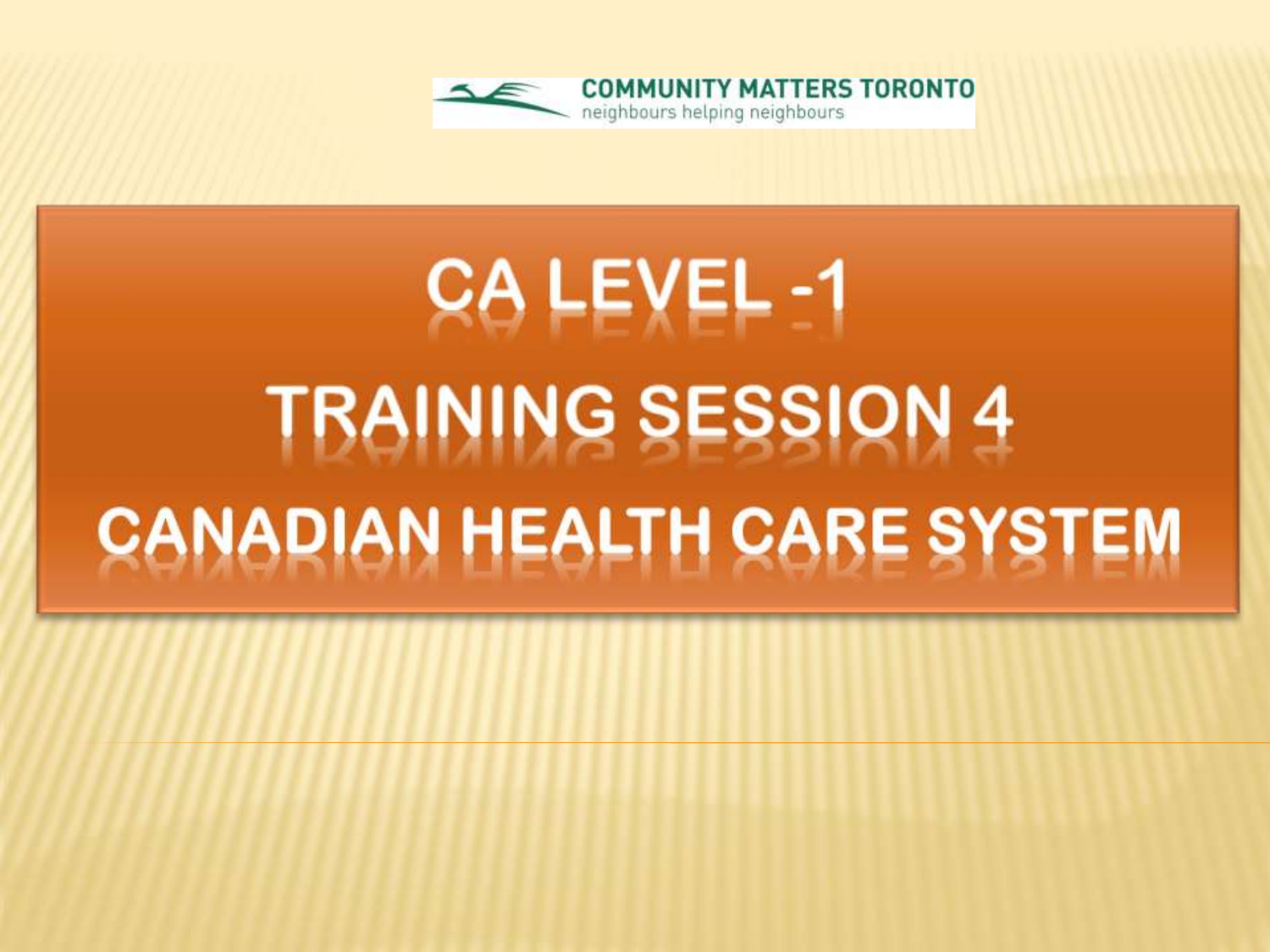COMMUNITY MATTERS TORONTO
neighbours helping neighbours

# CA LEVEL -1

# TRAINING SESSION 4

# CANADIAN HEALTH CARE SYSTEM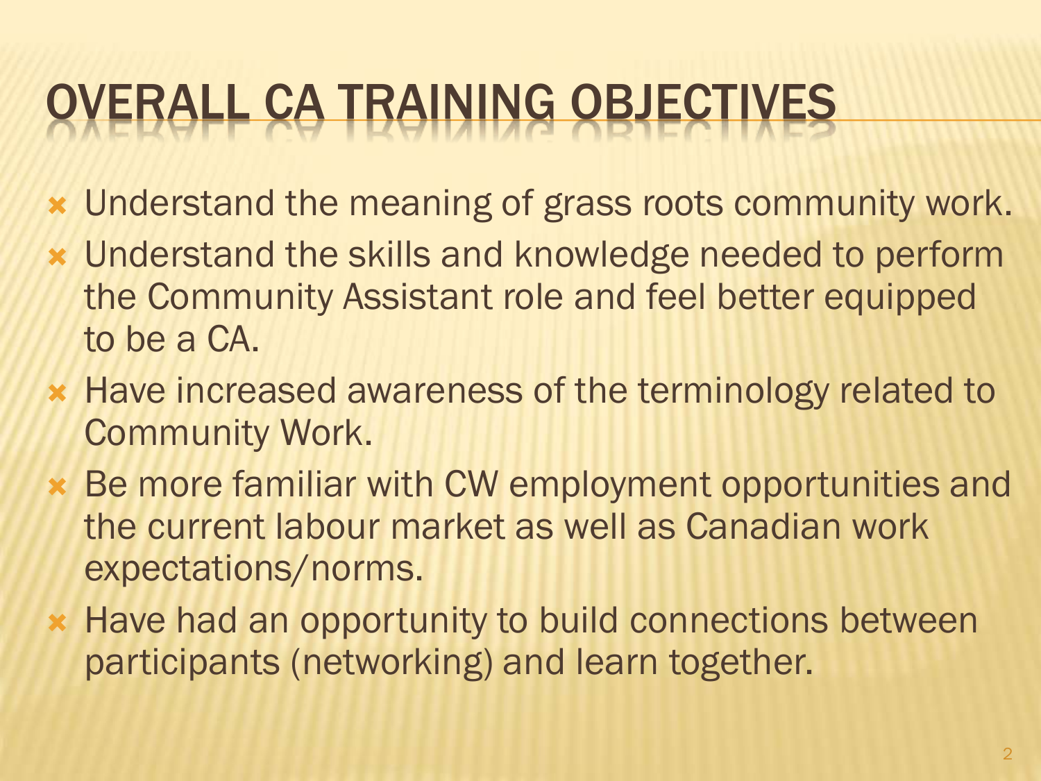# OVERALL CA TRAINING OBJECTIVES

- Understand the meaning of grass roots community work.
- Understand the skills and knowledge needed to perform the Community Assistant role and feel better equipped to be a CA.
- Have increased awareness of the terminology related to Community Work.
- Be more familiar with CW employment opportunities and the current labour market as well as Canadian work expectations/norms.
- Have had an opportunity to build connections between participants (networking) and learn together.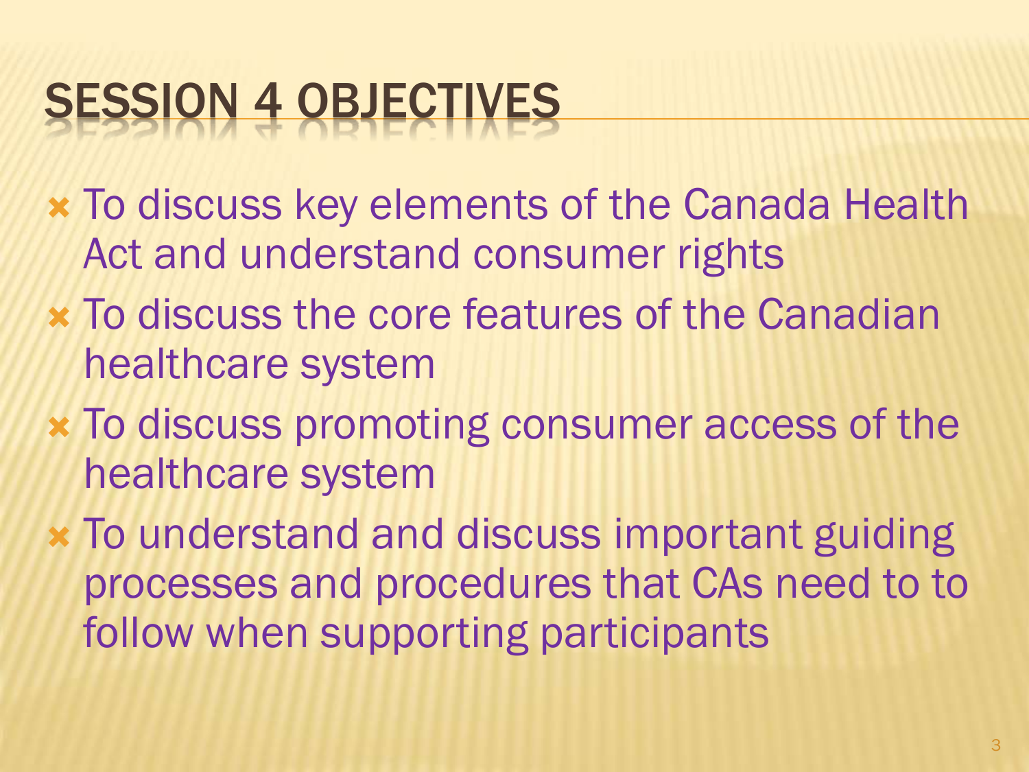# SESSION 4 OBJECTIVES

- To discuss key elements of the Canada Health Act and understand consumer rights
- To discuss the core features of the Canadian healthcare system
- To discuss promoting consumer access of the healthcare system
- To understand and discuss important guiding processes and procedures that CAs need to to follow when supporting participants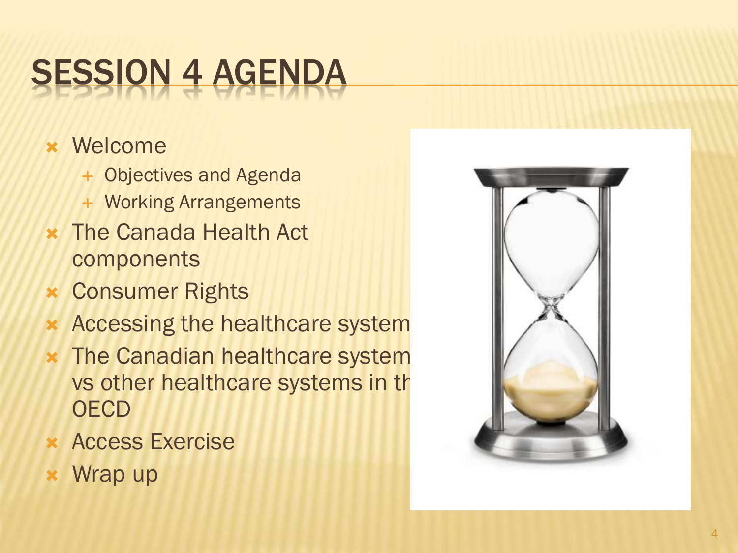# SESSION 4 AGENDA

- Welcome
  - Objectives and Agenda
  - Working Arrangements
- The Canada Health Act components
- Consumer Rights
- Accessing the healthcare system
- The Canadian healthcare system vs other healthcare systems in th OECD
- Access Exercise
- Wrap up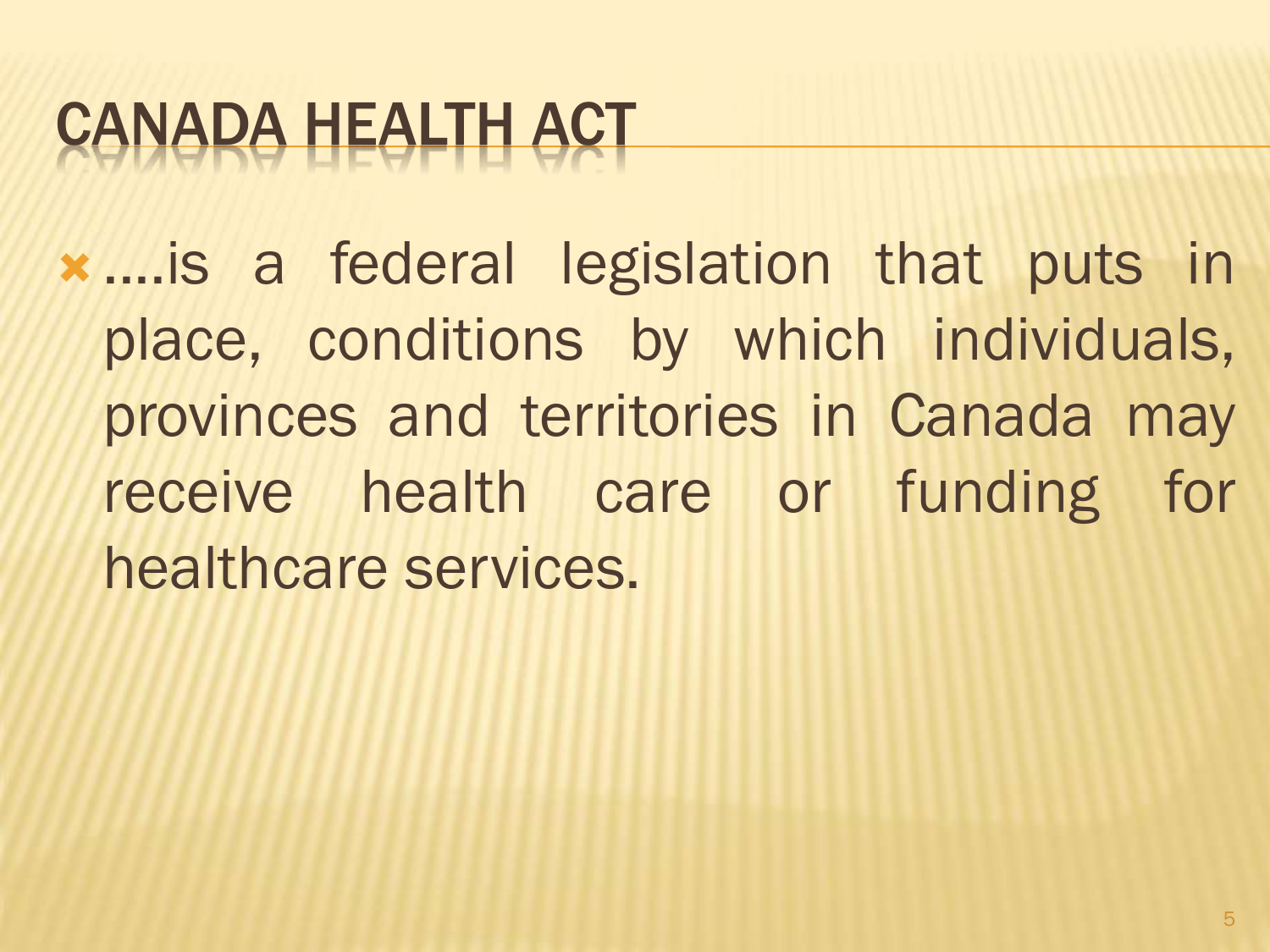# CANADA HEALTH ACT

- ....is a federal legislation that puts in place, conditions by which individuals, provinces and territories in Canada may receive health care or funding for healthcare services.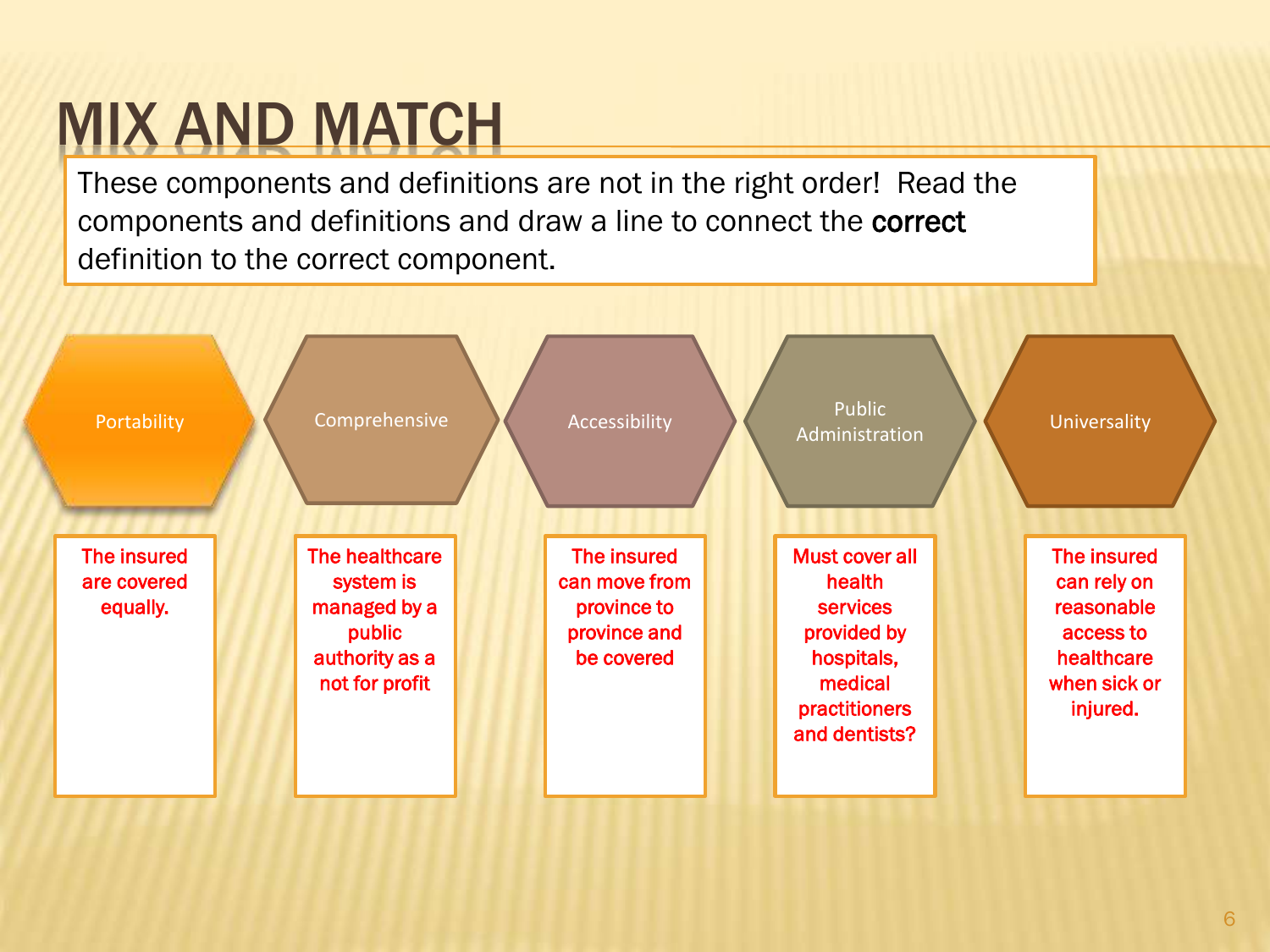# MIX AND MATCH

These components and definitions are not in the right order! Read the components and definitions and draw a line to connect the **correct** definition to the correct component.

| Portability | Comprehensive | Accessibility | Public Administration | Universality |
|---|---|---|---|---|
| The insured are covered equally. | The healthcare system is managed by a public authority as a not for profit | The insured can move from province to province and be covered | Must cover all health services provided by hospitals, medical practitioners and dentists? | The insured can rely on reasonable access to healthcare when sick or injured. |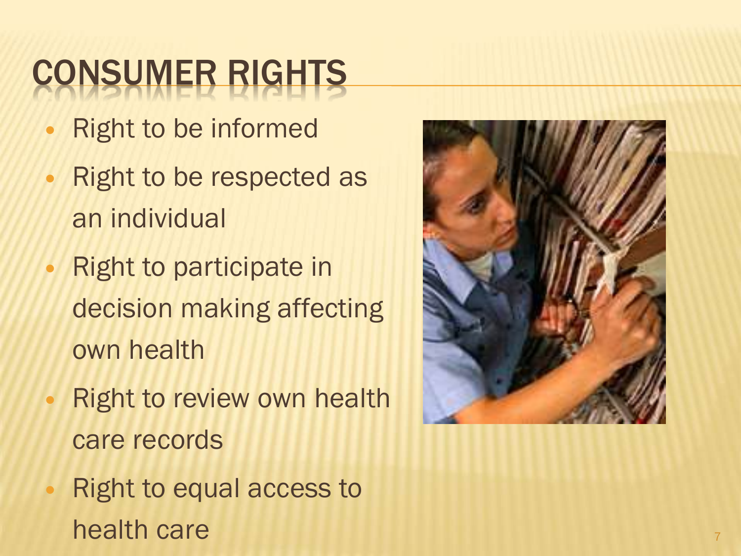# CONSUMER RIGHTS

- Right to be informed
- Right to be respected as an individual
- Right to participate in decision making affecting own health
- Right to review own health care records
- Right to equal access to health care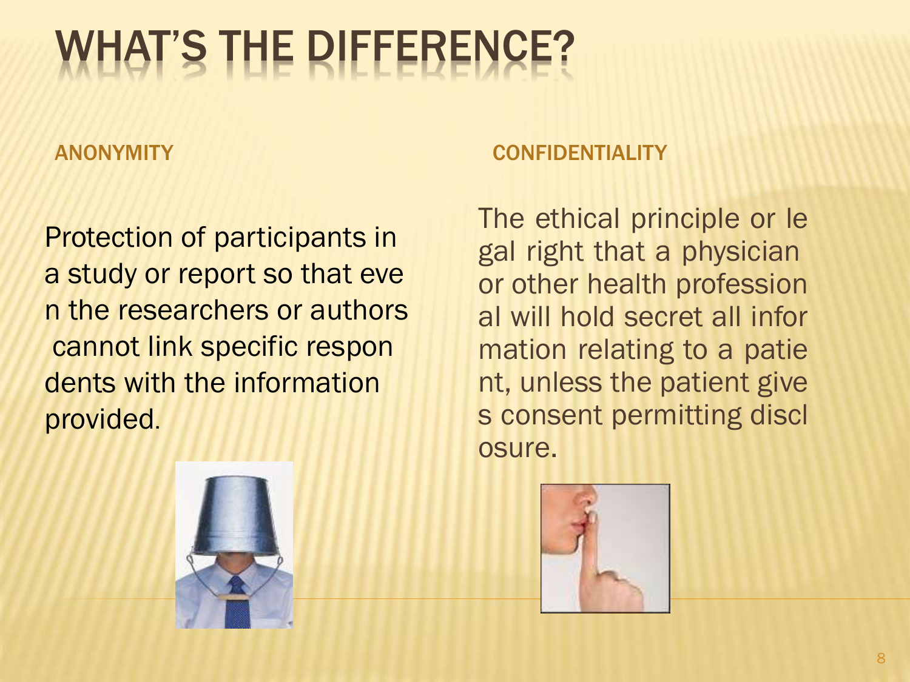# WHAT'S THE DIFFERENCE?

## ANONYMITY

Protection of participants in a study or report so that even the researchers or authors cannot link specific respondents with the information provided.

## CONFIDENTIALITY

The ethical principle or legal right that a physician or other health professional will hold secret all information relating to a patient, unless the patient gives consent permitting disclosure.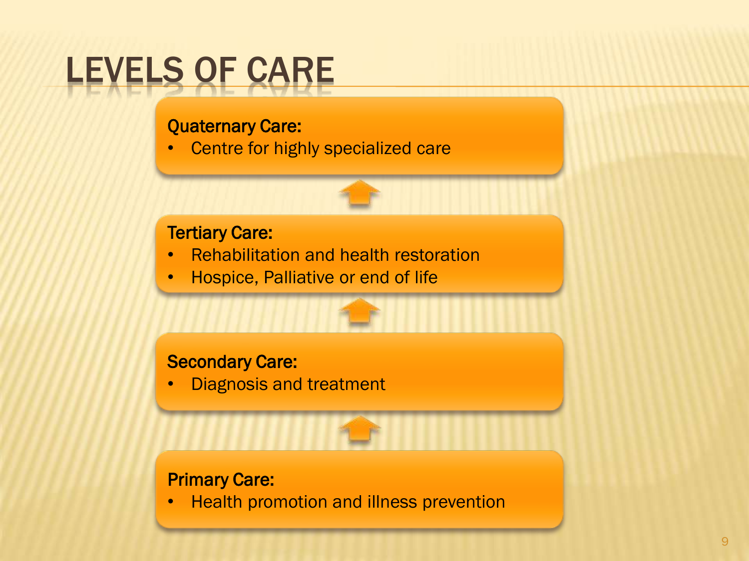# LEVELS OF CARE

**Quaternary Care:**
- Centre for highly specialized care

**Tertiary Care:**
- Rehabilitation and health restoration
- Hospice, Palliative or end of life

**Secondary Care:**
- Diagnosis and treatment

**Primary Care:**
- Health promotion and illness prevention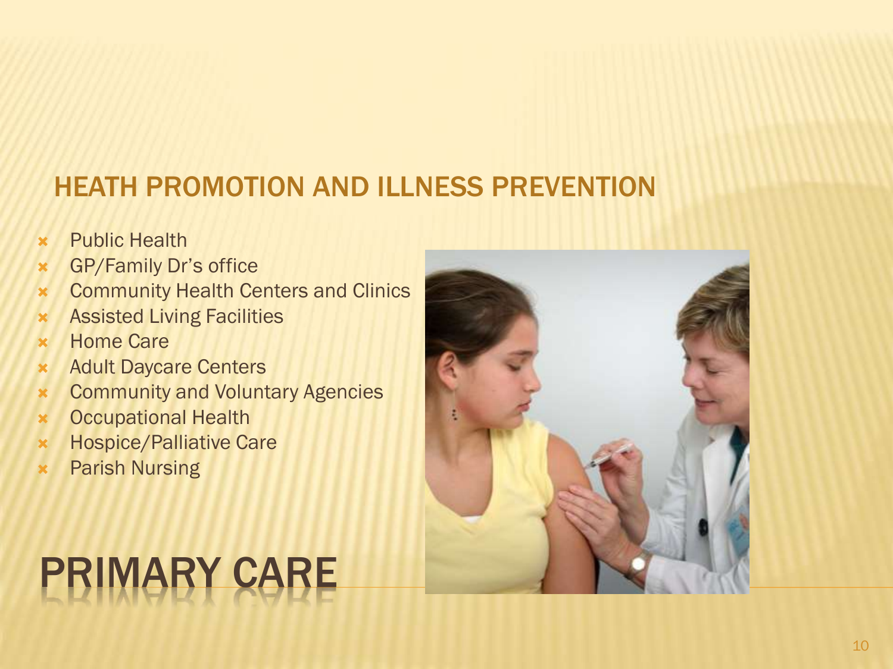# PRIMARY CARE

## HEATH PROMOTION AND ILLNESS PREVENTION

- Public Health
- GP/Family Dr's office
- Community Health Centers and Clinics
- Assisted Living Facilities
- Home Care
- Adult Daycare Centers
- Community and Voluntary Agencies
- Occupational Health
- Hospice/Palliative Care
- Parish Nursing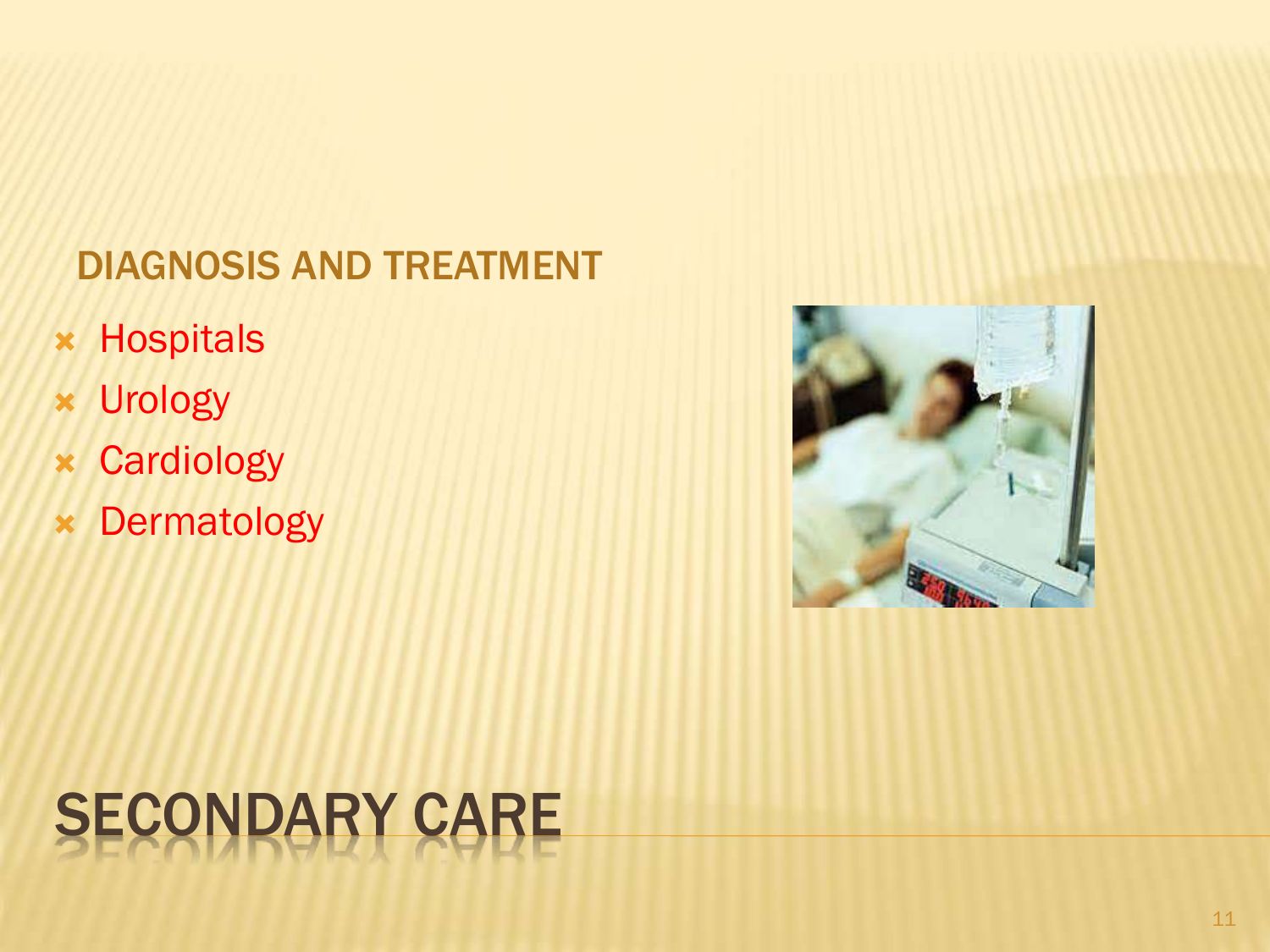# SECONDARY CARE

## DIAGNOSIS AND TREATMENT

- Hospitals
- Urology
- Cardiology
- Dermatology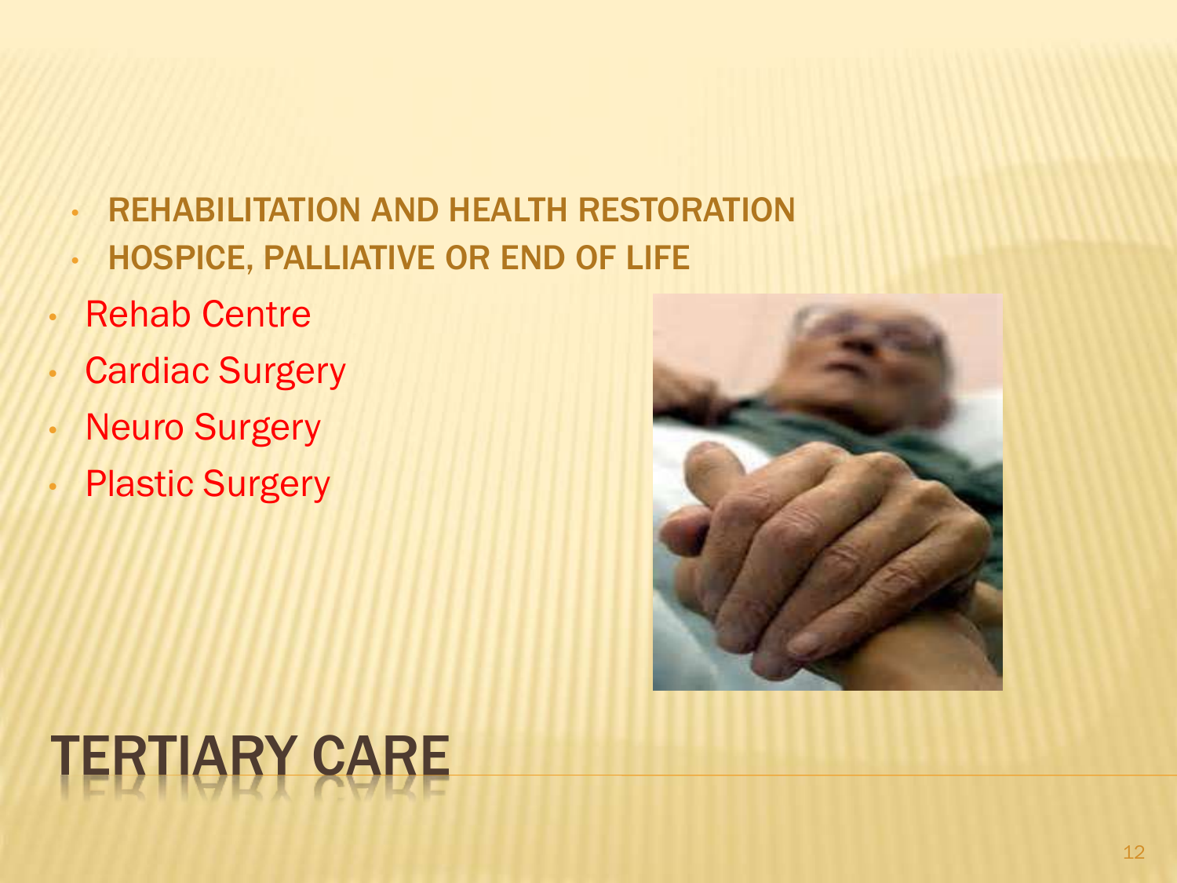# TERTIARY CARE

- REHABILITATION AND HEALTH RESTORATION
- HOSPICE, PALLIATIVE OR END OF LIFE

- Rehab Centre
- Cardiac Surgery
- Neuro Surgery
- Plastic Surgery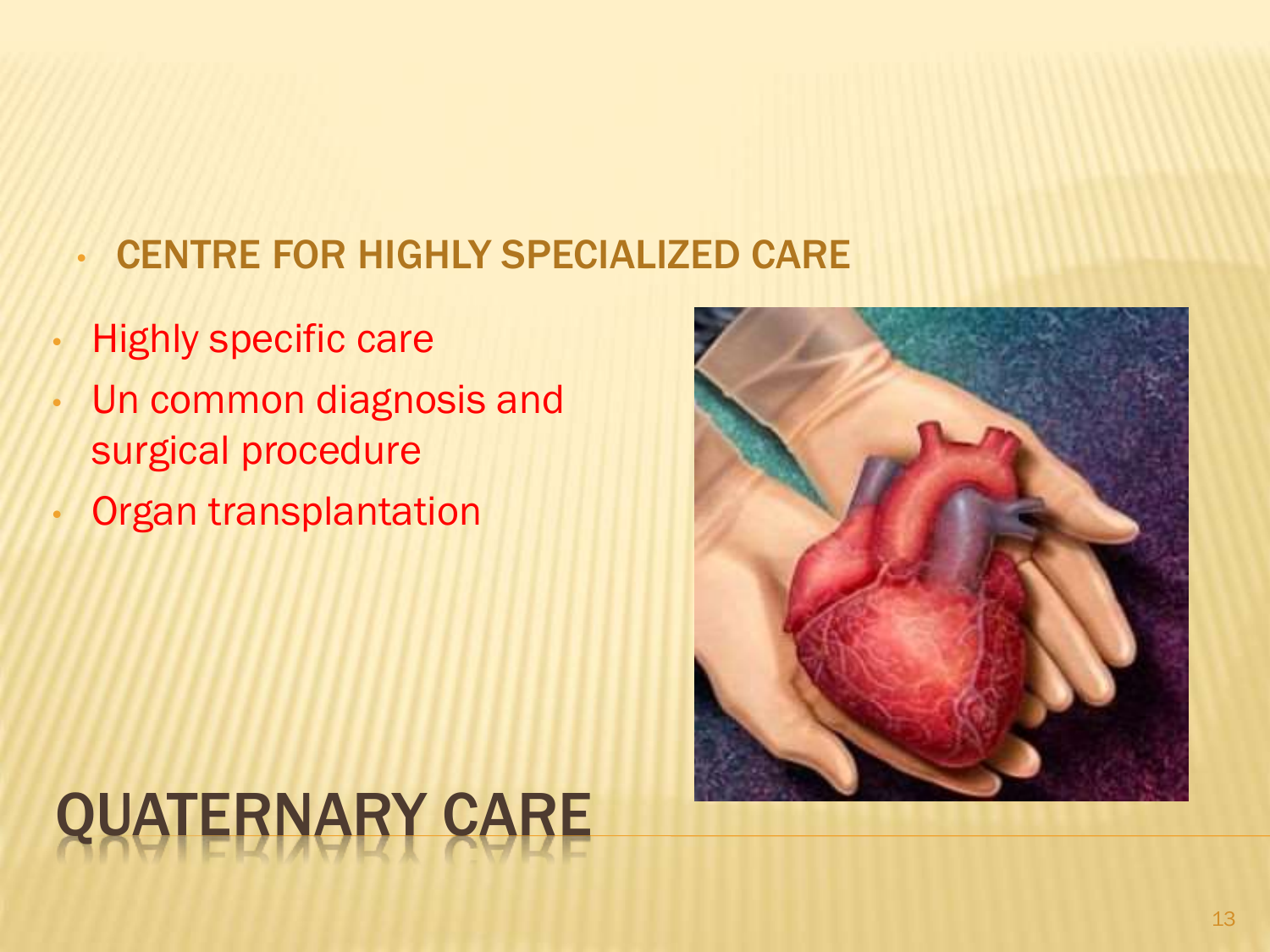# QUATERNARY CARE

- CENTRE FOR HIGHLY SPECIALIZED CARE

- Highly specific care
- Un common diagnosis and surgical procedure
- Organ transplantation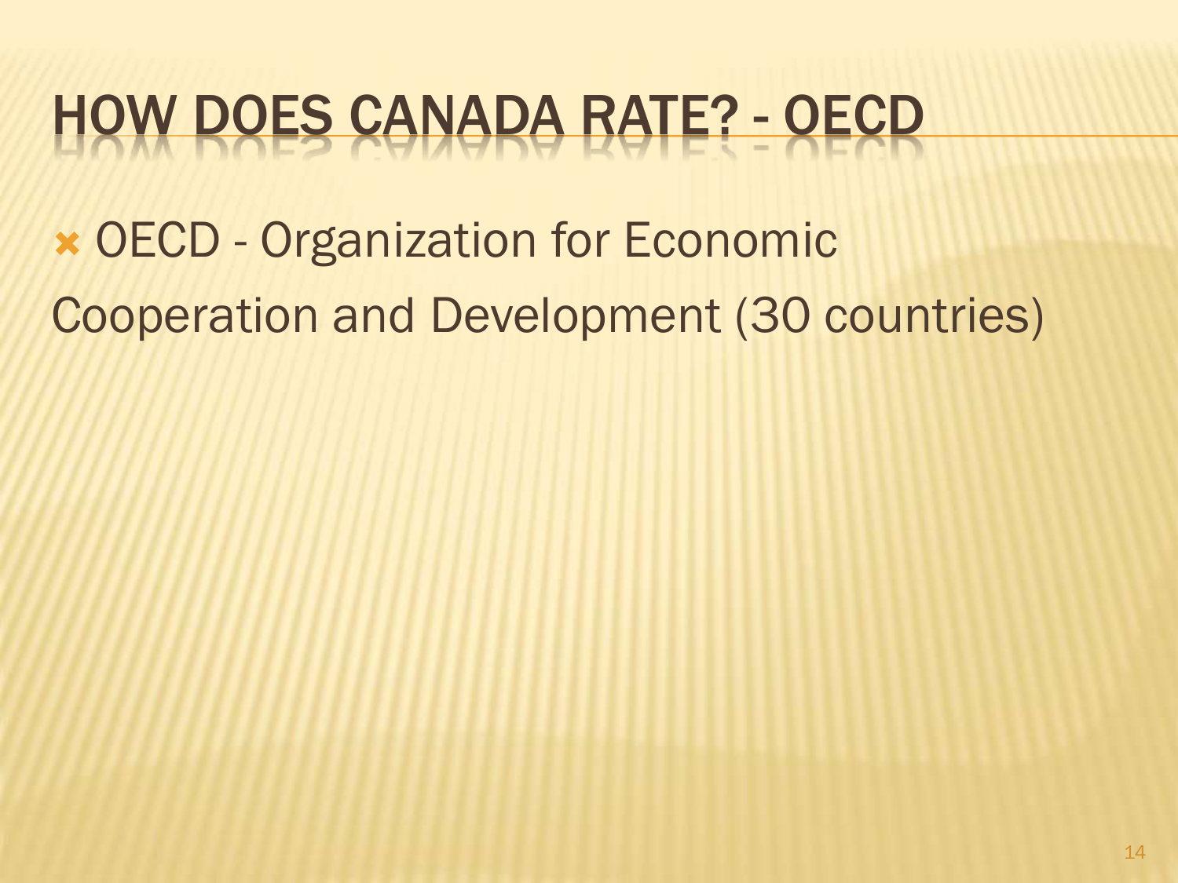# HOW DOES CANADA RATE? - OECD

- OECD - Organization for Economic Cooperation and Development (30 countries)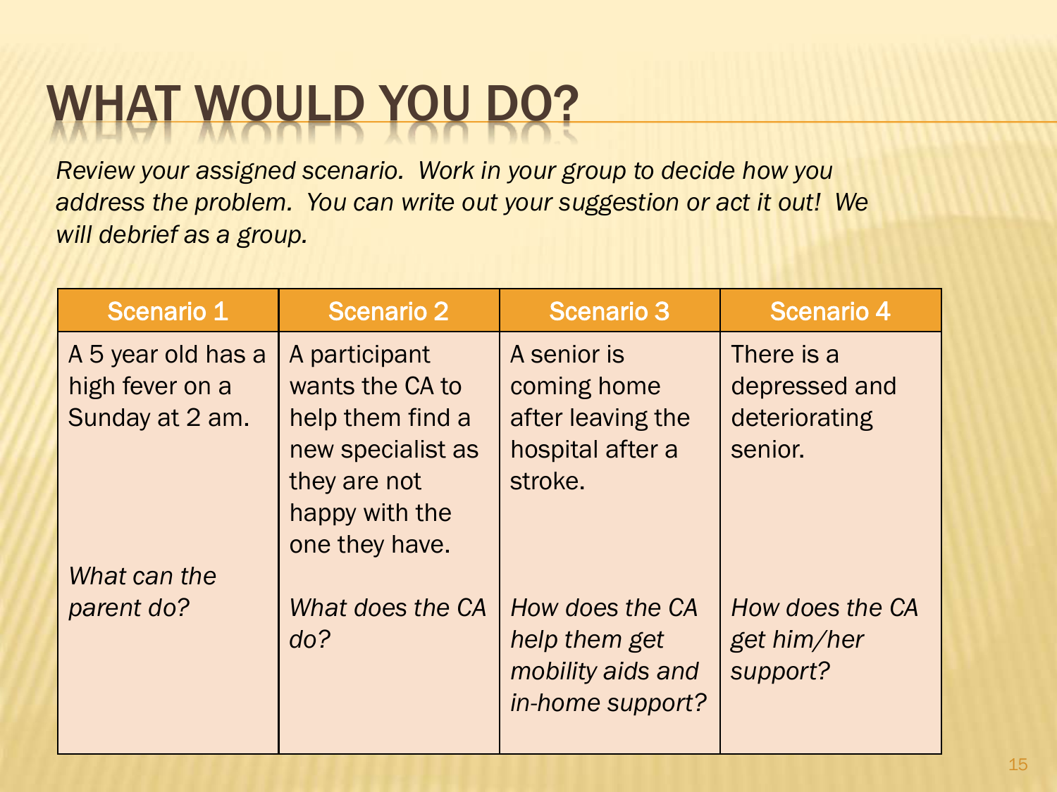# WHAT WOULD YOU DO?

*Review your assigned scenario. Work in your group to decide how you address the problem. You can write out your suggestion or act it out! We will debrief as a group.*

| Scenario 1 | Scenario 2 | Scenario 3 | Scenario 4 |
|---|---|---|---|
| A 5 year old has a high fever on a Sunday at 2 am. *What can the parent do?* | A participant wants the CA to help them find a new specialist as they are not happy with the one they have. *What does the CA do?* | A senior is coming home after leaving the hospital after a stroke. *How does the CA help them get mobility aids and in-home support?* | There is a depressed and deteriorating senior. *How does the CA get him/her support?* |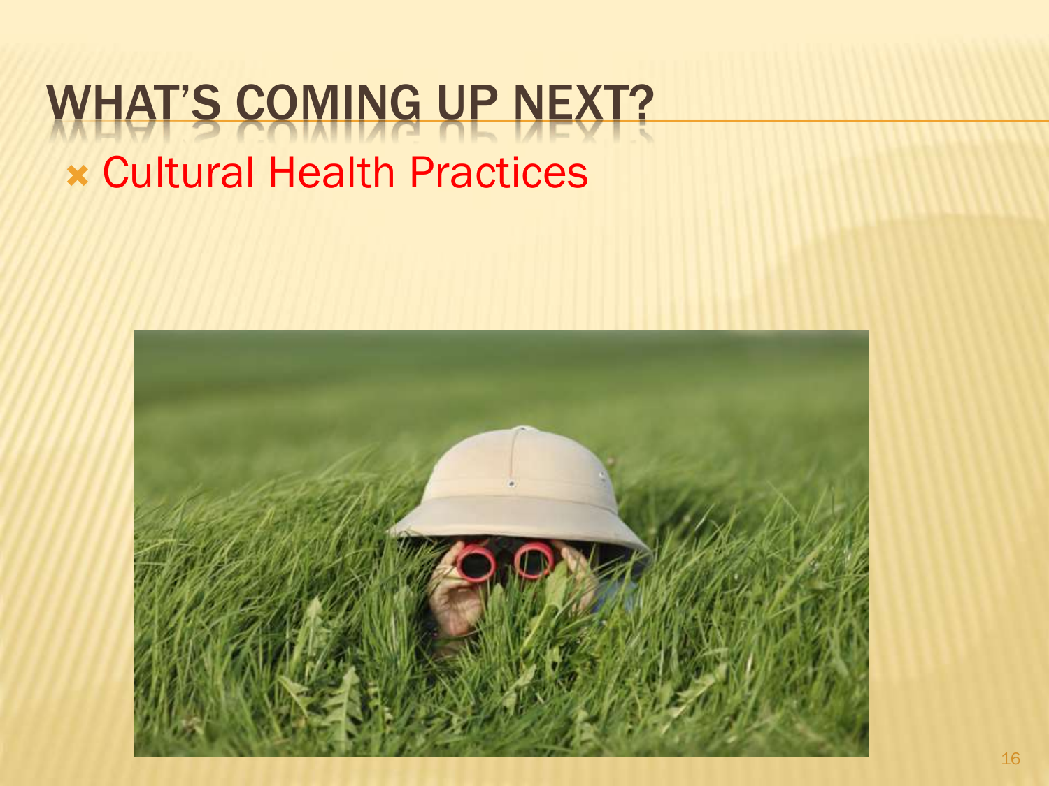# WHAT'S COMING UP NEXT?

- Cultural Health Practices